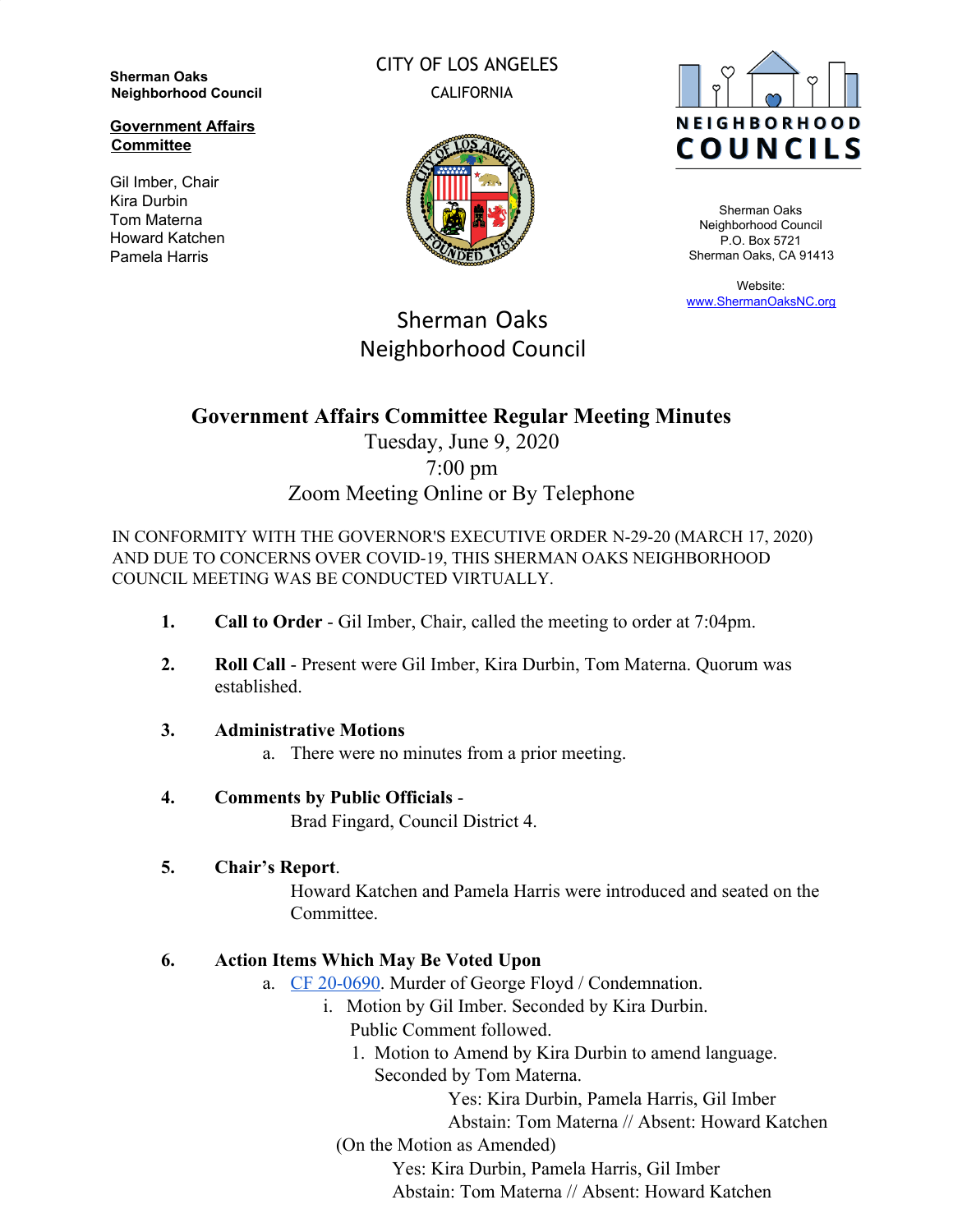**Sherman Oaks Neighborhood Council**

**Government Affairs Committee**

Gil Imber, Chair
Kira Durbin
Tom Materna
Howard Katchen
Pamela Harris

CITY OF LOS ANGELES
CALIFORNIA

NEIGHBORHOOD COUNCILS

Sherman Oaks
Neighborhood Council
P.O. Box 5721
Sherman Oaks, CA 91413

Website:
www.ShermanOaksNC.org

Sherman Oaks
Neighborhood Council

# Government Affairs Committee Regular Meeting Minutes

Tuesday, June 9, 2020
7:00 pm
Zoom Meeting Online or By Telephone

IN CONFORMITY WITH THE GOVERNOR'S EXECUTIVE ORDER N-29-20 (MARCH 17, 2020) AND DUE TO CONCERNS OVER COVID-19, THIS SHERMAN OAKS NEIGHBORHOOD COUNCIL MEETING WAS BE CONDUCTED VIRTUALLY.

1. **Call to Order** - Gil Imber, Chair, called the meeting to order at 7:04pm.

2. **Roll Call** - Present were Gil Imber, Kira Durbin, Tom Materna. Quorum was established.

3. **Administrative Motions**
   a. There were no minutes from a prior meeting.

4. **Comments by Public Officials** -
   Brad Fingard, Council District 4.

5. **Chair's Report**.
   Howard Katchen and Pamela Harris were introduced and seated on the Committee.

6. **Action Items Which May Be Voted Upon**
   a. CF 20-0690. Murder of George Floyd / Condemnation.
      i. Motion by Gil Imber. Seconded by Kira Durbin.
         Public Comment followed.
         1. Motion to Amend by Kira Durbin to amend language.
            Seconded by Tom Materna.
            Yes: Kira Durbin, Pamela Harris, Gil Imber
            Abstain: Tom Materna // Absent: Howard Katchen

      (On the Motion as Amended)
      Yes: Kira Durbin, Pamela Harris, Gil Imber
      Abstain: Tom Materna // Absent: Howard Katchen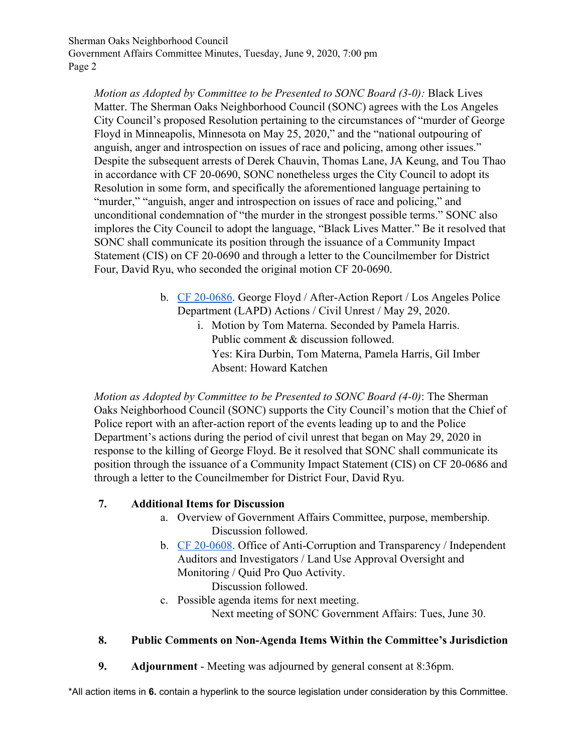*Motion as Adopted by Committee to be Presented to SONC Board (3-0):* Black Lives Matter. The Sherman Oaks Neighborhood Council (SONC) agrees with the Los Angeles City Council's proposed Resolution pertaining to the circumstances of "murder of George Floyd in Minneapolis, Minnesota on May 25, 2020," and the "national outpouring of anguish, anger and introspection on issues of race and policing, among other issues." Despite the subsequent arrests of Derek Chauvin, Thomas Lane, JA Keung, and Tou Thao in accordance with CF 20-0690, SONC nonetheless urges the City Council to adopt its Resolution in some form, and specifically the aforementioned language pertaining to "murder," "anguish, anger and introspection on issues of race and policing," and unconditional condemnation of "the murder in the strongest possible terms." SONC also implores the City Council to adopt the language, "Black Lives Matter." Be it resolved that SONC shall communicate its position through the issuance of a Community Impact Statement (CIS) on CF 20-0690 and through a letter to the Councilmember for District Four, David Ryu, who seconded the original motion CF 20-0690.

b. CF 20-0686. George Floyd / After-Action Report / Los Angeles Police Department (LAPD) Actions / Civil Unrest / May 29, 2020.
   i. Motion by Tom Materna. Seconded by Pamela Harris.
      Public comment & discussion followed.
      Yes: Kira Durbin, Tom Materna, Pamela Harris, Gil Imber
      Absent: Howard Katchen

*Motion as Adopted by Committee to be Presented to SONC Board (4-0)*: The Sherman Oaks Neighborhood Council (SONC) supports the City Council's motion that the Chief of Police report with an after-action report of the events leading up to and the Police Department's actions during the period of civil unrest that began on May 29, 2020 in response to the killing of George Floyd. Be it resolved that SONC shall communicate its position through the issuance of a Community Impact Statement (CIS) on CF 20-0686 and through a letter to the Councilmember for District Four, David Ryu.

**7. Additional Items for Discussion**

a. Overview of Government Affairs Committee, purpose, membership.
   Discussion followed.
b. CF 20-0608. Office of Anti-Corruption and Transparency / Independent Auditors and Investigators / Land Use Approval Oversight and Monitoring / Quid Pro Quo Activity.
   Discussion followed.
c. Possible agenda items for next meeting.
   Next meeting of SONC Government Affairs: Tues, June 30.

**8. Public Comments on Non-Agenda Items Within the Committee's Jurisdiction**

**9. Adjournment** - Meeting was adjourned by general consent at 8:36pm.

*All action items in **6.** contain a hyperlink to the source legislation under consideration by this Committee.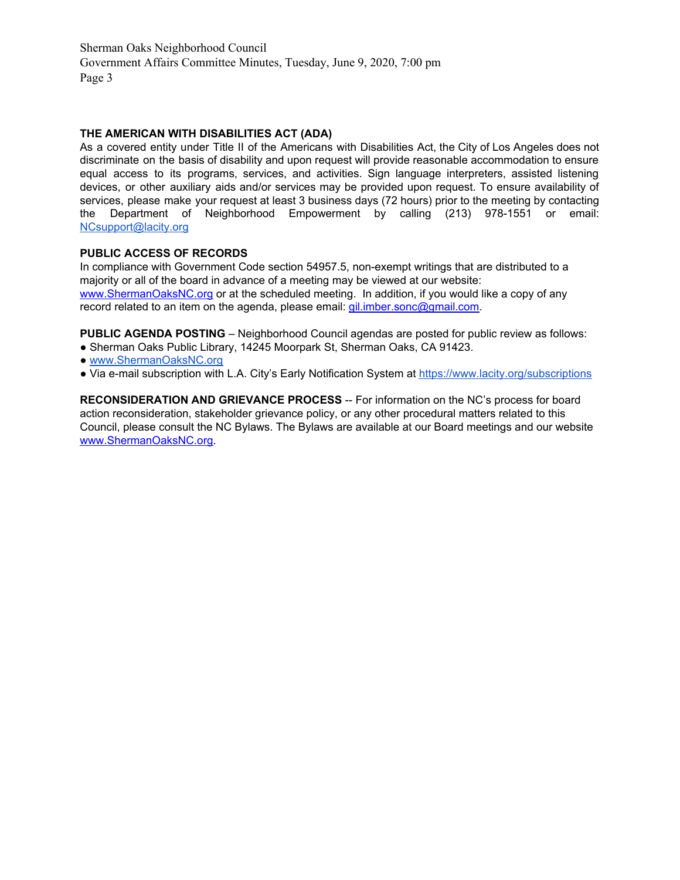**THE AMERICAN WITH DISABILITIES ACT (ADA)**

As a covered entity under Title II of the Americans with Disabilities Act, the City of Los Angeles does not discriminate on the basis of disability and upon request will provide reasonable accommodation to ensure equal access to its programs, services, and activities. Sign language interpreters, assisted listening devices, or other auxiliary aids and/or services may be provided upon request. To ensure availability of services, please make your request at least 3 business days (72 hours) prior to the meeting by contacting the Department of Neighborhood Empowerment by calling (213) 978-1551 or email: NCsupport@lacity.org

**PUBLIC ACCESS OF RECORDS**

In compliance with Government Code section 54957.5, non-exempt writings that are distributed to a majority or all of the board in advance of a meeting may be viewed at our website: www.ShermanOaksNC.org or at the scheduled meeting. In addition, if you would like a copy of any record related to an item on the agenda, please email: gil.imber.sonc@gmail.com.

**PUBLIC AGENDA POSTING** – Neighborhood Council agendas are posted for public review as follows:

- Sherman Oaks Public Library, 14245 Moorpark St, Sherman Oaks, CA 91423.
- www.ShermanOaksNC.org
- Via e-mail subscription with L.A. City's Early Notification System at https://www.lacity.org/subscriptions

**RECONSIDERATION AND GRIEVANCE PROCESS** -- For information on the NC's process for board action reconsideration, stakeholder grievance policy, or any other procedural matters related to this Council, please consult the NC Bylaws. The Bylaws are available at our Board meetings and our website www.ShermanOaksNC.org.